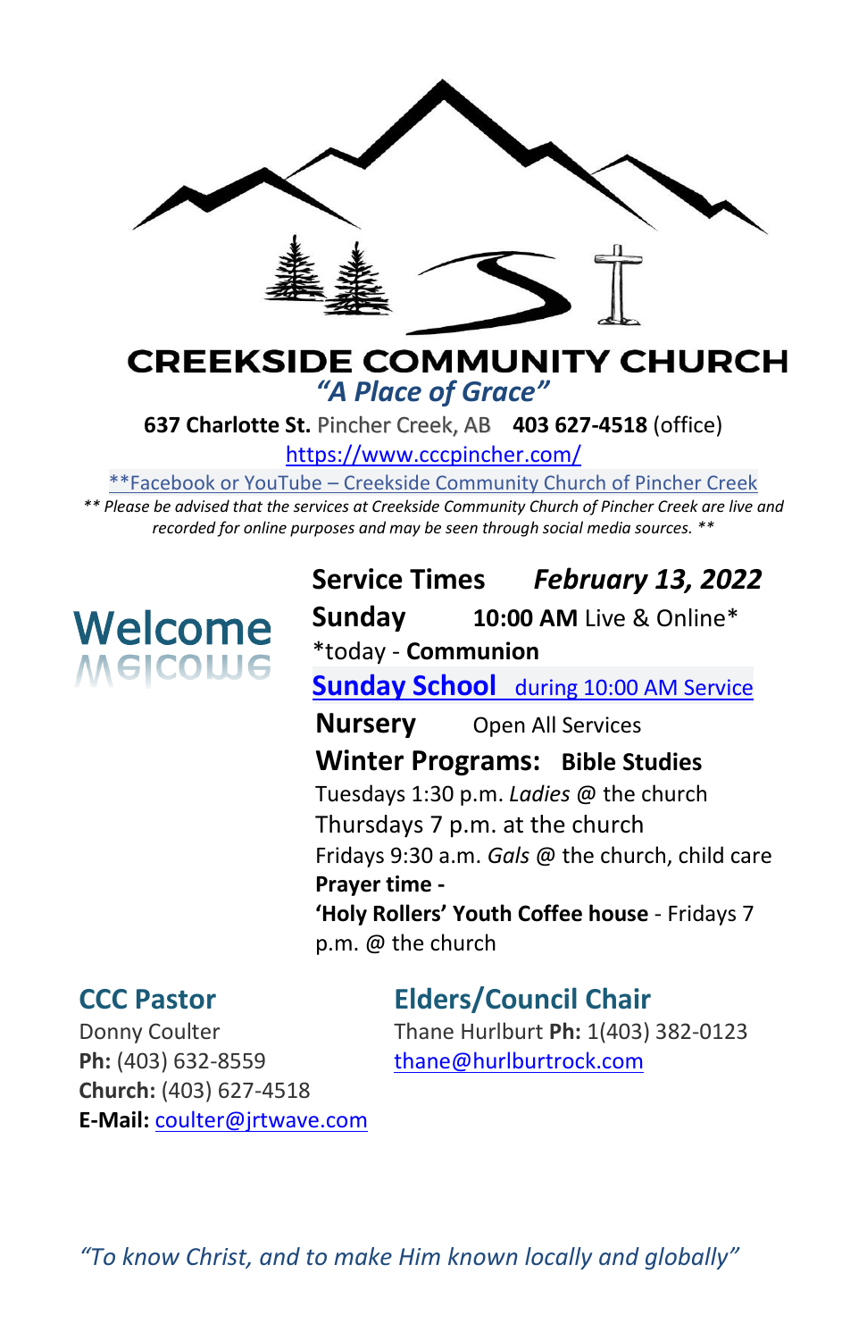# CREEKSIDE COMMUNITY CHURCH

*"A Place of Grace"*

**637 Charlotte St.** Pincher Creek, AB **403 627-4518** (office)

https://www.cccpincher.com/

**Facebook or YouTube – Creekside Community Church of Pincher Creek

*\*\* Please be advised that the services at Creekside Community Church of Pincher Creek are live and recorded for online purposes and may be seen through social media sources. \*\**

## Welcome

**Service Times** ***February 13, 2022***

**Sunday** **10:00 AM** Live & Online*

*today - **Communion**

**Sunday School** during 10:00 AM Service

**Nursery** Open All Services

**Winter Programs: Bible Studies**

Tuesdays 1:30 p.m. *Ladies* @ the church

Thursdays 7 p.m. at the church

Fridays 9:30 a.m. *Gals* @ the church, child care

**Prayer time -**

**'Holy Rollers' Youth Coffee house** - Fridays 7 p.m. @ the church

### CCC Pastor

Donny Coulter

**Ph:** (403) 632-8559

**Church:** (403) 627-4518

**E-Mail:** coulter@jrtwave.com

### Elders/Council Chair

Thane Hurlburt **Ph:** 1(403) 382-0123

thane@hurlburtrock.com

*"To know Christ, and to make Him known locally and globally"*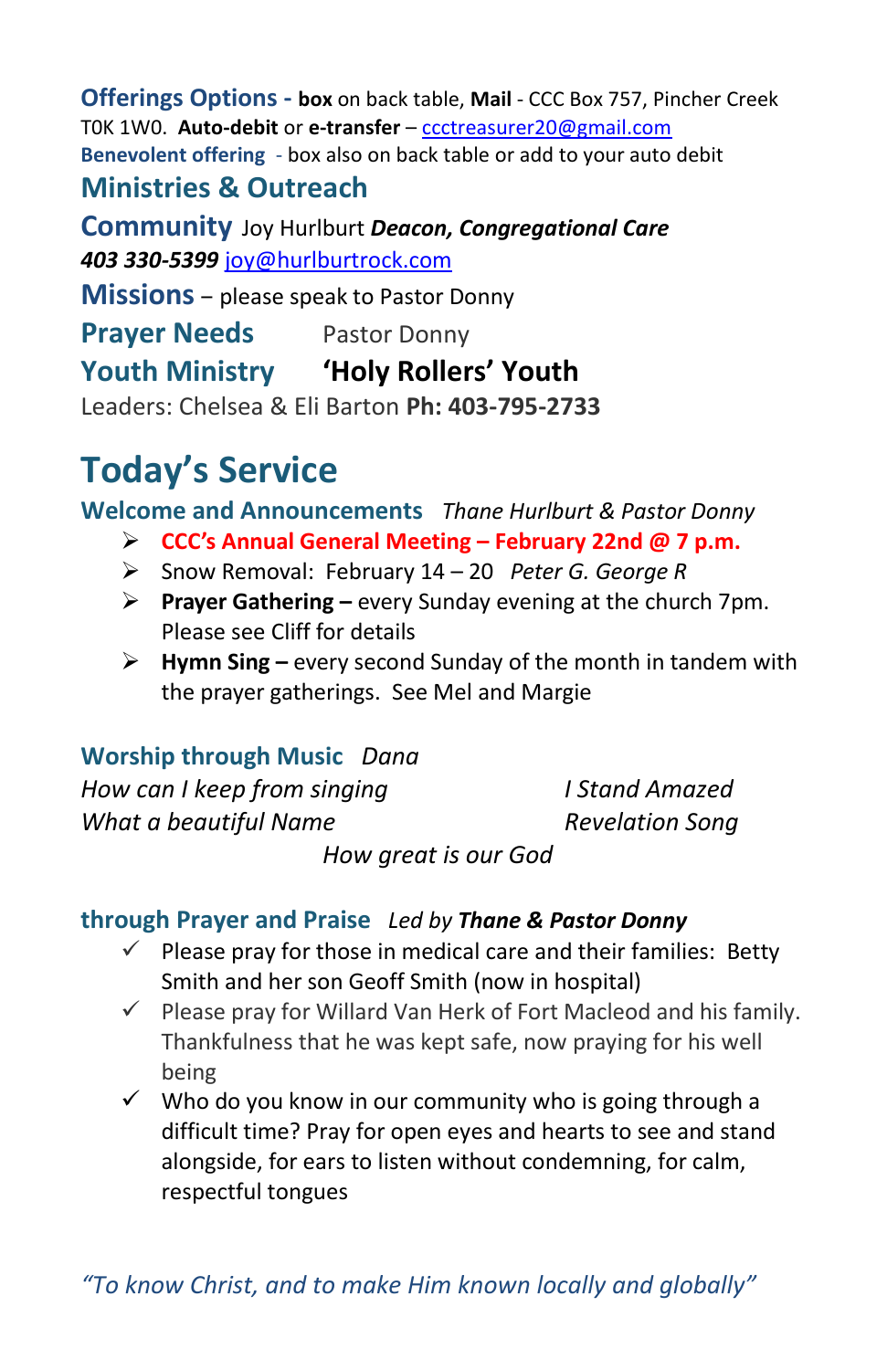**Offerings Options -** **box** on back table, **Mail** - CCC Box 757, Pincher Creek T0K 1W0. **Auto-debit** or **e-transfer** – ccctreasurer20@gmail.com

**Benevolent offering** - box also on back table or add to your auto debit

## Ministries & Outreach

**Community** Joy Hurlburt ***Deacon, Congregational Care***
***403 330-5399*** joy@hurlburtrock.com

**Missions** – please speak to Pastor Donny

**Prayer Needs** Pastor Donny

**Youth Ministry** **'Holy Rollers' Youth**

Leaders: Chelsea & Eli Barton **Ph: 403-795-2733**

# Today's Service

**Welcome and Announcements** *Thane Hurlburt & Pastor Donny*

- **CCC's Annual General Meeting – February 22nd @ 7 p.m.**
- Snow Removal: February 14 – 20 *Peter G. George R*
- **Prayer Gathering –** every Sunday evening at the church 7pm. Please see Cliff for details
- **Hymn Sing –** every second Sunday of the month in tandem with the prayer gatherings. See Mel and Margie

**Worship through Music** *Dana*

*How can I keep from singing*
*I Stand Amazed*
*What a beautiful Name*
*Revelation Song*
*How great is our God*

**through Prayer and Praise** *Led by **Thane & Pastor Donny***

- ✓ Please pray for those in medical care and their families: Betty Smith and her son Geoff Smith (now in hospital)
- ✓ Please pray for Willard Van Herk of Fort Macleod and his family. Thankfulness that he was kept safe, now praying for his well being
- ✓ Who do you know in our community who is going through a difficult time? Pray for open eyes and hearts to see and stand alongside, for ears to listen without condemning, for calm, respectful tongues

*"To know Christ, and to make Him known locally and globally"*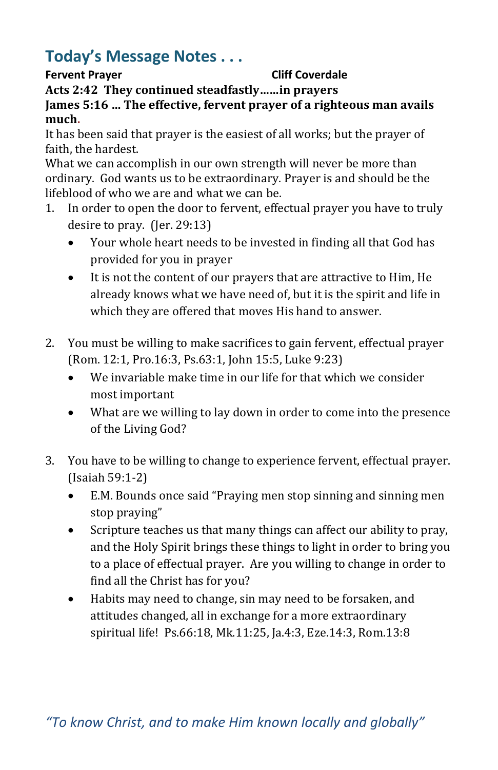## Today's Message Notes . . .

**Fervent Prayer** **Cliff Coverdale**

**Acts 2:42 They continued steadfastly……in prayers**

**James 5:16 … The effective, fervent prayer of a righteous man avails much.**

It has been said that prayer is the easiest of all works; but the prayer of faith, the hardest.

What we can accomplish in our own strength will never be more than ordinary. God wants us to be extraordinary. Prayer is and should be the lifeblood of who we are and what we can be.

1. In order to open the door to fervent, effectual prayer you have to truly desire to pray. (Jer. 29:13)
   - Your whole heart needs to be invested in finding all that God has provided for you in prayer
   - It is not the content of our prayers that are attractive to Him, He already knows what we have need of, but it is the spirit and life in which they are offered that moves His hand to answer.

2. You must be willing to make sacrifices to gain fervent, effectual prayer (Rom. 12:1, Pro.16:3, Ps.63:1, John 15:5, Luke 9:23)
   - We invariable make time in our life for that which we consider most important
   - What are we willing to lay down in order to come into the presence of the Living God?

3. You have to be willing to change to experience fervent, effectual prayer. (Isaiah 59:1-2)
   - E.M. Bounds once said "Praying men stop sinning and sinning men stop praying"
   - Scripture teaches us that many things can affect our ability to pray, and the Holy Spirit brings these things to light in order to bring you to a place of effectual prayer. Are you willing to change in order to find all the Christ has for you?
   - Habits may need to change, sin may need to be forsaken, and attitudes changed, all in exchange for a more extraordinary spiritual life! Ps.66:18, Mk.11:25, Ja.4:3, Eze.14:3, Rom.13:8

*"To know Christ, and to make Him known locally and globally"*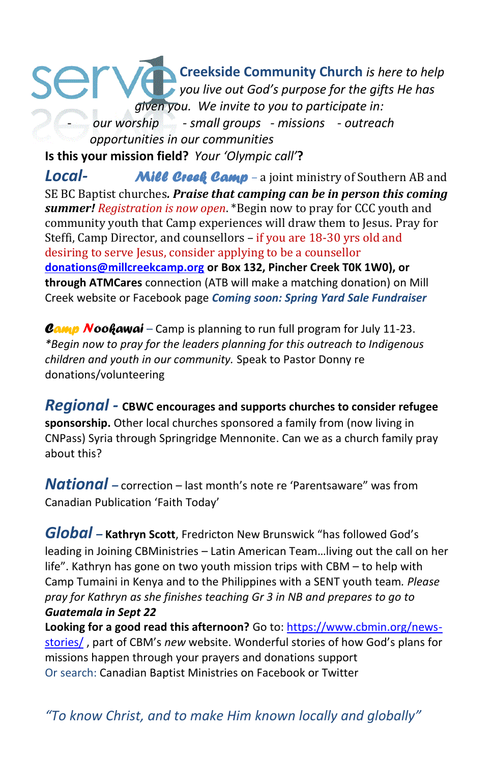serve

**Creekside Community Church** *is here to help you live out God's purpose for the gifts He has given you. We invite to you to participate in:*

*- our worship - small groups - missions - outreach opportunities in our communities*

**Is this your mission field?** *Your 'Olympic call'***?**

***Local-*** ***Mill Creek Camp*** – a joint ministry of Southern AB and SE BC Baptist churches. ***Praise that camping can be in person this coming summer!*** *Registration is now open*. *Begin now to pray for CCC youth and community youth that Camp experiences will draw them to Jesus. Pray for Steffi, Camp Director, and counsellors – if you are 18-30 yrs old and desiring to serve Jesus, consider applying to be a counsellor **donations@millcreekcamp.org or Box 132, Pincher Creek T0K 1W0), or through ATMCares** connection (ATB will make a matching donation) on Mill Creek website or Facebook page ***Coming soon: Spring Yard Sale Fundraiser***

***Camp Nookawai*** – Camp is planning to run full program for July 11-23. *\*Begin now to pray for the leaders planning for this outreach to Indigenous children and youth in our community.* Speak to Pastor Donny re donations/volunteering

***Regional -*** **CBWC encourages and supports churches to consider refugee sponsorship.** Other local churches sponsored a family from (now living in CNPass) Syria through Springridge Mennonite. Can we as a church family pray about this?

***National*** – correction – last month's note re 'Parentsaware" was from Canadian Publication 'Faith Today'

***Global*** – **Kathryn Scott**, Fredricton New Brunswick "has followed God's leading in Joining CBMinistries – Latin American Team…living out the call on her life". Kathryn has gone on two youth mission trips with CBM – to help with Camp Tumaini in Kenya and to the Philippines with a SENT youth team. *Please pray for Kathryn as she finishes teaching Gr 3 in NB and prepares to go to* ***Guatemala in Sept 22***

**Looking for a good read this afternoon?** Go to: https://www.cbmin.org/news-stories/ , part of CBM's *new* website. Wonderful stories of how God's plans for missions happen through your prayers and donations support

Or search: Canadian Baptist Ministries on Facebook or Twitter

*"To know Christ, and to make Him known locally and globally"*